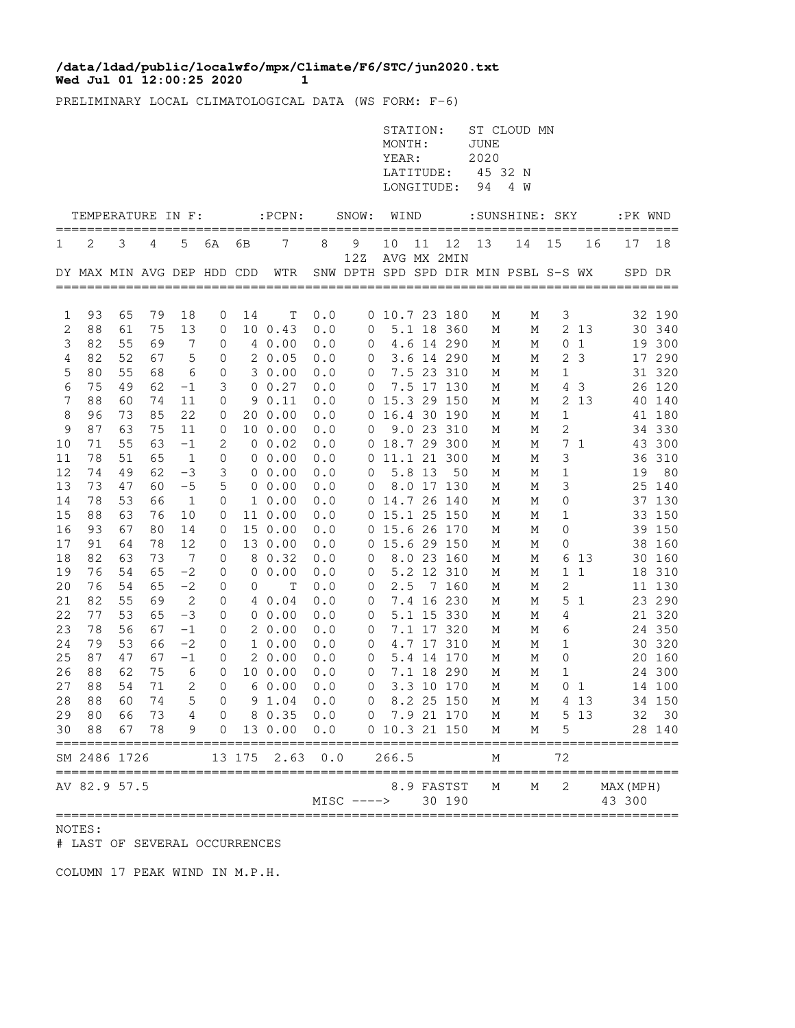**/data/ldad/public/localwfo/mpx/Climate/F6/STC/jun2020.txt**
**Wed Jul 01 12:00:25 2020 1**

PRELIMINARY LOCAL CLIMATOLOGICAL DATA (WS FORM: F-6)

STATION: ST CLOUD MN
MONTH: JUNE
YEAR: 2020
LATITUDE: 45 32 N
LONGITUDE: 94 4 W

| TEMPERATURE IN F: | | | | | | | :PCPN: | SNOW: | | WIND | | | :SUNSHINE: | | SKY | | :PK WND | |
|---|---|---|---|---|---|---|---|---|---|---|---|---|---|---|---|---|---|---|
| 1 | 2 | 3 | 4 | 5 | 6A | 6B | 7 | 8 | 9 12Z | 10 | 11 | 12 | 13 | 14 | 15 | 16 | 17 | 18 |
| DY | MAX | MIN | AVG | DEP | HDD | CDD | WTR | SNW | DPTH | AVG SPD | MX SPD | 2MIN DIR | MIN | PSBL | S-S | WX | SPD | DR |
| 1 | 93 | 65 | 79 | 18 | 0 | 14 | T | 0.0 | 0 | 10.7 | 23 | 180 | M | M | 3 | | 32 | 190 |
| 2 | 88 | 61 | 75 | 13 | 0 | 10 | 0.43 | 0.0 | 0 | 5.1 | 18 | 360 | M | M | 2 | 13 | 30 | 340 |
| 3 | 82 | 55 | 69 | 7 | 0 | 4 | 0.00 | 0.0 | 0 | 4.6 | 14 | 290 | M | M | 0 | 1 | 19 | 300 |
| 4 | 82 | 52 | 67 | 5 | 0 | 2 | 0.05 | 0.0 | 0 | 3.6 | 14 | 290 | M | M | 2 | 3 | 17 | 290 |
| 5 | 80 | 55 | 68 | 6 | 0 | 3 | 0.00 | 0.0 | 0 | 7.5 | 23 | 310 | M | M | 1 | | 31 | 320 |
| 6 | 75 | 49 | 62 | -1 | 3 | 0 | 0.27 | 0.0 | 0 | 7.5 | 17 | 130 | M | M | 4 | 3 | 26 | 120 |
| 7 | 88 | 60 | 74 | 11 | 0 | 9 | 0.11 | 0.0 | 0 | 15.3 | 29 | 150 | M | M | 2 | 13 | 40 | 140 |
| 8 | 96 | 73 | 85 | 22 | 0 | 20 | 0.00 | 0.0 | 0 | 16.4 | 30 | 190 | M | M | 1 | | 41 | 180 |
| 9 | 87 | 63 | 75 | 11 | 0 | 10 | 0.00 | 0.0 | 0 | 9.0 | 23 | 310 | M | M | 2 | | 34 | 330 |
| 10 | 71 | 55 | 63 | -1 | 2 | 0 | 0.02 | 0.0 | 0 | 18.7 | 29 | 300 | M | M | 7 | 1 | 43 | 300 |
| 11 | 78 | 51 | 65 | 1 | 0 | 0 | 0.00 | 0.0 | 0 | 11.1 | 21 | 300 | M | M | 3 | | 36 | 310 |
| 12 | 74 | 49 | 62 | -3 | 3 | 0 | 0.00 | 0.0 | 0 | 5.8 | 13 | 50 | M | M | 1 | | 19 | 80 |
| 13 | 73 | 47 | 60 | -5 | 5 | 0 | 0.00 | 0.0 | 0 | 8.0 | 17 | 130 | M | M | 3 | | 25 | 140 |
| 14 | 78 | 53 | 66 | 1 | 0 | 1 | 0.00 | 0.0 | 0 | 14.7 | 26 | 140 | M | M | 0 | | 37 | 130 |
| 15 | 88 | 63 | 76 | 10 | 0 | 11 | 0.00 | 0.0 | 0 | 15.1 | 25 | 150 | M | M | 1 | | 33 | 150 |
| 16 | 93 | 67 | 80 | 14 | 0 | 15 | 0.00 | 0.0 | 0 | 15.6 | 26 | 170 | M | M | 0 | | 39 | 150 |
| 17 | 91 | 64 | 78 | 12 | 0 | 13 | 0.00 | 0.0 | 0 | 15.6 | 29 | 150 | M | M | 0 | | 38 | 160 |
| 18 | 82 | 63 | 73 | 7 | 0 | 8 | 0.32 | 0.0 | 0 | 8.0 | 23 | 160 | M | M | 6 | 13 | 30 | 160 |
| 19 | 76 | 54 | 65 | -2 | 0 | 0 | 0.00 | 0.0 | 0 | 5.2 | 12 | 310 | M | M | 1 | 1 | 18 | 310 |
| 20 | 76 | 54 | 65 | -2 | 0 | 0 | T | 0.0 | 0 | 2.5 | 7 | 160 | M | M | 2 | | 11 | 130 |
| 21 | 82 | 55 | 69 | 2 | 0 | 4 | 0.04 | 0.0 | 0 | 7.4 | 16 | 230 | M | M | 5 | 1 | 23 | 290 |
| 22 | 77 | 53 | 65 | -3 | 0 | 0 | 0.00 | 0.0 | 0 | 5.1 | 15 | 330 | M | M | 4 | | 21 | 320 |
| 23 | 78 | 56 | 67 | -1 | 0 | 2 | 0.00 | 0.0 | 0 | 7.1 | 17 | 320 | M | M | 6 | | 24 | 350 |
| 24 | 79 | 53 | 66 | -2 | 0 | 1 | 0.00 | 0.0 | 0 | 4.7 | 17 | 310 | M | M | 1 | | 30 | 320 |
| 25 | 87 | 47 | 67 | -1 | 0 | 2 | 0.00 | 0.0 | 0 | 5.4 | 14 | 170 | M | M | 0 | | 20 | 160 |
| 26 | 88 | 62 | 75 | 6 | 0 | 10 | 0.00 | 0.0 | 0 | 7.1 | 18 | 290 | M | M | 1 | | 24 | 300 |
| 27 | 88 | 54 | 71 | 2 | 0 | 6 | 0.00 | 0.0 | 0 | 3.3 | 10 | 170 | M | M | 0 | 1 | 14 | 100 |
| 28 | 88 | 60 | 74 | 5 | 0 | 9 | 1.04 | 0.0 | 0 | 8.2 | 25 | 150 | M | M | 4 | 13 | 34 | 150 |
| 29 | 80 | 66 | 73 | 4 | 0 | 8 | 0.35 | 0.0 | 0 | 7.9 | 21 | 170 | M | M | 5 | 13 | 32 | 30 |
| 30 | 88 | 67 | 78 | 9 | 0 | 13 | 0.00 | 0.0 | 0 | 10.3 | 21 | 150 | M | M | 5 | | 28 | 140 |
| SM | 2486 | 1726 | | | 13 | 175 | 2.63 | 0.0 | | 266.5 | | | M | | 72 | | | |
| AV | 82.9 | 57.5 | | | | | | | | 8.9 | FASTST | | M | M | 2 | | MAX(MPH) | |
| | | | | | | | | MISC ----> | | | 30 | 190 | | | | | 43 | 300 |

NOTES:
# LAST OF SEVERAL OCCURRENCES

COLUMN 17 PEAK WIND IN M.P.H.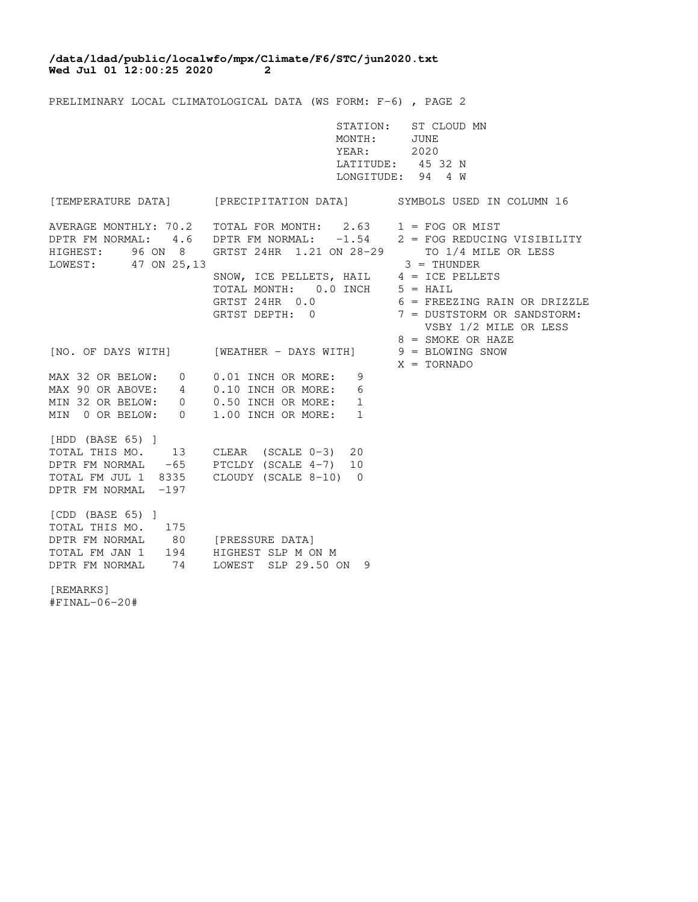**/data/ldad/public/localwfo/mpx/Climate/F6/STC/jun2020.txt**
**Wed Jul 01 12:00:25 2020**

PRELIMINARY LOCAL CLIMATOLOGICAL DATA (WS FORM: F-6) , PAGE 2

```
                                        STATION:   ST CLOUD MN
                                        MONTH:     JUNE
                                        YEAR:      2020
                                        LATITUDE:   45 32 N
                                        LONGITUDE:  94  4 W

[TEMPERATURE DATA]      [PRECIPITATION DATA]       SYMBOLS USED IN COLUMN 16

AVERAGE MONTHLY: 70.2   TOTAL FOR MONTH:   2.63    1 = FOG OR MIST
DPTR FM NORMAL:   4.6   DPTR FM NORMAL:   -1.54    2 = FOG REDUCING VISIBILITY
HIGHEST:    96 ON  8    GRTST 24HR  1.21 ON 28-29      TO 1/4 MILE OR LESS
LOWEST:     47 ON 25,13                             3 = THUNDER
                        SNOW, ICE PELLETS, HAIL    4 = ICE PELLETS
                        TOTAL MONTH:   0.0 INCH    5 = HAIL
                        GRTST 24HR  0.0            6 = FREEZING RAIN OR DRIZZLE
                        GRTST DEPTH:  0            7 = DUSTSTORM OR SANDSTORM:
                                                       VSBY 1/2 MILE OR LESS
                                                   8 = SMOKE OR HAZE
[NO. OF DAYS WITH]      [WEATHER - DAYS WITH]      9 = BLOWING SNOW
                                                   X = TORNADO
MAX 32 OR BELOW:   0    0.01 INCH OR MORE:   9
MAX 90 OR ABOVE:   4    0.10 INCH OR MORE:   6
MIN 32 OR BELOW:   0    0.50 INCH OR MORE:   1
MIN  0 OR BELOW:   0    1.00 INCH OR MORE:   1

[HDD (BASE 65) ]
TOTAL THIS MO.    13    CLEAR  (SCALE 0-3)  20
DPTR FM NORMAL   -65    PTCLDY (SCALE 4-7)  10
TOTAL FM JUL 1  8335    CLOUDY (SCALE 8-10)  0
DPTR FM NORMAL  -197

[CDD (BASE 65) ]
TOTAL THIS MO.   175
DPTR FM NORMAL    80    [PRESSURE DATA]
TOTAL FM JAN 1   194    HIGHEST SLP M ON M
DPTR FM NORMAL    74    LOWEST  SLP 29.50 ON  9

[REMARKS]
#FINAL-06-20#
```